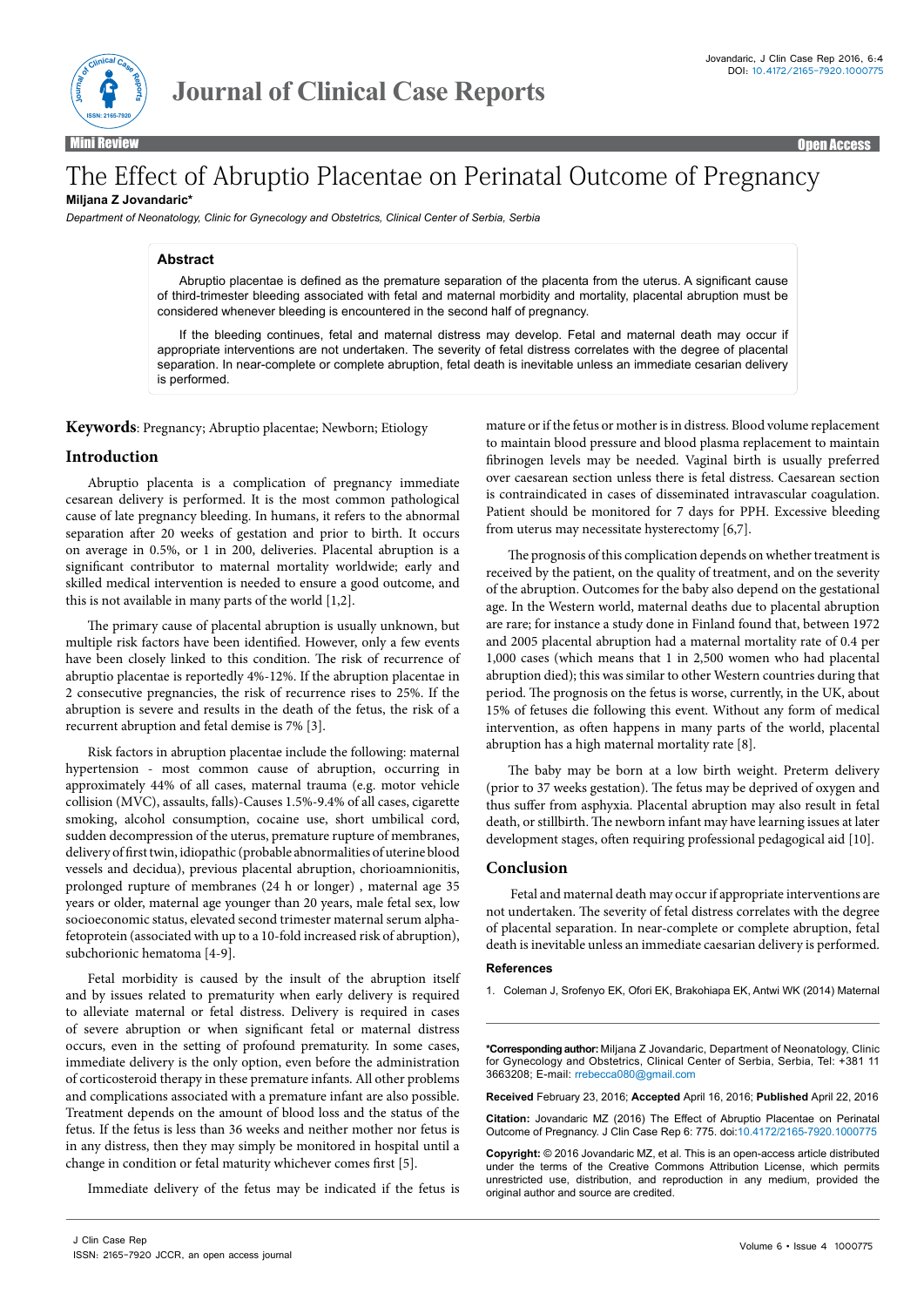Mini Review | Open Access

# The Effect of Abruptio Placentae on Perinatal Outcome of Pregnancy

**Miljana Z Jovandaric***

*Department of Neonatology, Clinic for Gynecology and Obstetrics, Clinical Center of Serbia, Serbia*

## Abstract

Abruptio placentae is defined as the premature separation of the placenta from the uterus. A significant cause of third-trimester bleeding associated with fetal and maternal morbidity and mortality, placental abruption must be considered whenever bleeding is encountered in the second half of pregnancy.

If the bleeding continues, fetal and maternal distress may develop. Fetal and maternal death may occur if appropriate interventions are not undertaken. The severity of fetal distress correlates with the degree of placental separation. In near-complete or complete abruption, fetal death is inevitable unless an immediate cesarian delivery is performed.

**Keywords**: Pregnancy; Abruptio placentae; Newborn; Etiology

## Introduction

Abruptio placenta is a complication of pregnancy immediate cesarean delivery is performed. It is the most common pathological cause of late pregnancy bleeding. In humans, it refers to the abnormal separation after 20 weeks of gestation and prior to birth. It occurs on average in 0.5%, or 1 in 200, deliveries. Placental abruption is a significant contributor to maternal mortality worldwide; early and skilled medical intervention is needed to ensure a good outcome, and this is not available in many parts of the world [1,2].

The primary cause of placental abruption is usually unknown, but multiple risk factors have been identified. However, only a few events have been closely linked to this condition. The risk of recurrence of abruptio placentae is reportedly 4%-12%. If the abruption placentae in 2 consecutive pregnancies, the risk of recurrence rises to 25%. If the abruption is severe and results in the death of the fetus, the risk of a recurrent abruption and fetal demise is 7% [3].

Risk factors in abruption placentae include the following: maternal hypertension - most common cause of abruption, occurring in approximately 44% of all cases, maternal trauma (e.g. motor vehicle collision (MVC), assaults, falls)-Causes 1.5%-9.4% of all cases, cigarette smoking, alcohol consumption, cocaine use, short umbilical cord, sudden decompression of the uterus, premature rupture of membranes, delivery of first twin, idiopathic (probable abnormalities of uterine blood vessels and decidua), previous placental abruption, chorioamnionitis, prolonged rupture of membranes (24 h or longer) , maternal age 35 years or older, maternal age younger than 20 years, male fetal sex, low socioeconomic status, elevated second trimester maternal serum alpha-fetoprotein (associated with up to a 10-fold increased risk of abruption), subchorionic hematoma [4-9].

Fetal morbidity is caused by the insult of the abruption itself and by issues related to prematurity when early delivery is required to alleviate maternal or fetal distress. Delivery is required in cases of severe abruption or when significant fetal or maternal distress occurs, even in the setting of profound prematurity. In some cases, immediate delivery is the only option, even before the administration of corticosteroid therapy in these premature infants. All other problems and complications associated with a premature infant are also possible. Treatment depends on the amount of blood loss and the status of the fetus. If the fetus is less than 36 weeks and neither mother nor fetus is in any distress, then they may simply be monitored in hospital until a change in condition or fetal maturity whichever comes first [5].

Immediate delivery of the fetus may be indicated if the fetus is mature or if the fetus or mother is in distress. Blood volume replacement to maintain blood pressure and blood plasma replacement to maintain fibrinogen levels may be needed. Vaginal birth is usually preferred over caesarean section unless there is fetal distress. Caesarean section is contraindicated in cases of disseminated intravascular coagulation. Patient should be monitored for 7 days for PPH. Excessive bleeding from uterus may necessitate hysterectomy [6,7].

The prognosis of this complication depends on whether treatment is received by the patient, on the quality of treatment, and on the severity of the abruption. Outcomes for the baby also depend on the gestational age. In the Western world, maternal deaths due to placental abruption are rare; for instance a study done in Finland found that, between 1972 and 2005 placental abruption had a maternal mortality rate of 0.4 per 1,000 cases (which means that 1 in 2,500 women who had placental abruption died); this was similar to other Western countries during that period. The prognosis on the fetus is worse, currently, in the UK, about 15% of fetuses die following this event. Without any form of medical intervention, as often happens in many parts of the world, placental abruption has a high maternal mortality rate [8].

The baby may be born at a low birth weight. Preterm delivery (prior to 37 weeks gestation). The fetus may be deprived of oxygen and thus suffer from asphyxia. Placental abruption may also result in fetal death, or stillbirth. The newborn infant may have learning issues at later development stages, often requiring professional pedagogical aid [10].

## Conclusion

Fetal and maternal death may occur if appropriate interventions are not undertaken. The severity of fetal distress correlates with the degree of placental separation. In near-complete or complete abruption, fetal death is inevitable unless an immediate caesarian delivery is performed.

### References

1. Coleman J, Srofenyo EK, Ofori EK, Brakohiapa EK, Antwi WK (2014) Maternal

---

**\*Corresponding author:** Miljana Z Jovandaric, Department of Neonatology, Clinic for Gynecology and Obstetrics, Clinical Center of Serbia, Serbia, Tel: +381 11 3663208; E-mail: rrebecca080@gmail.com

**Received** February 23, 2016; **Accepted** April 16, 2016; **Published** April 22, 2016

**Citation:** Jovandaric MZ (2016) The Effect of Abruptio Placentae on Perinatal Outcome of Pregnancy. J Clin Case Rep 6: 775. doi:10.4172/2165-7920.1000775

**Copyright:** © 2016 Jovandaric MZ, et al. This is an open-access article distributed under the terms of the Creative Commons Attribution License, which permits unrestricted use, distribution, and reproduction in any medium, provided the original author and source are credited.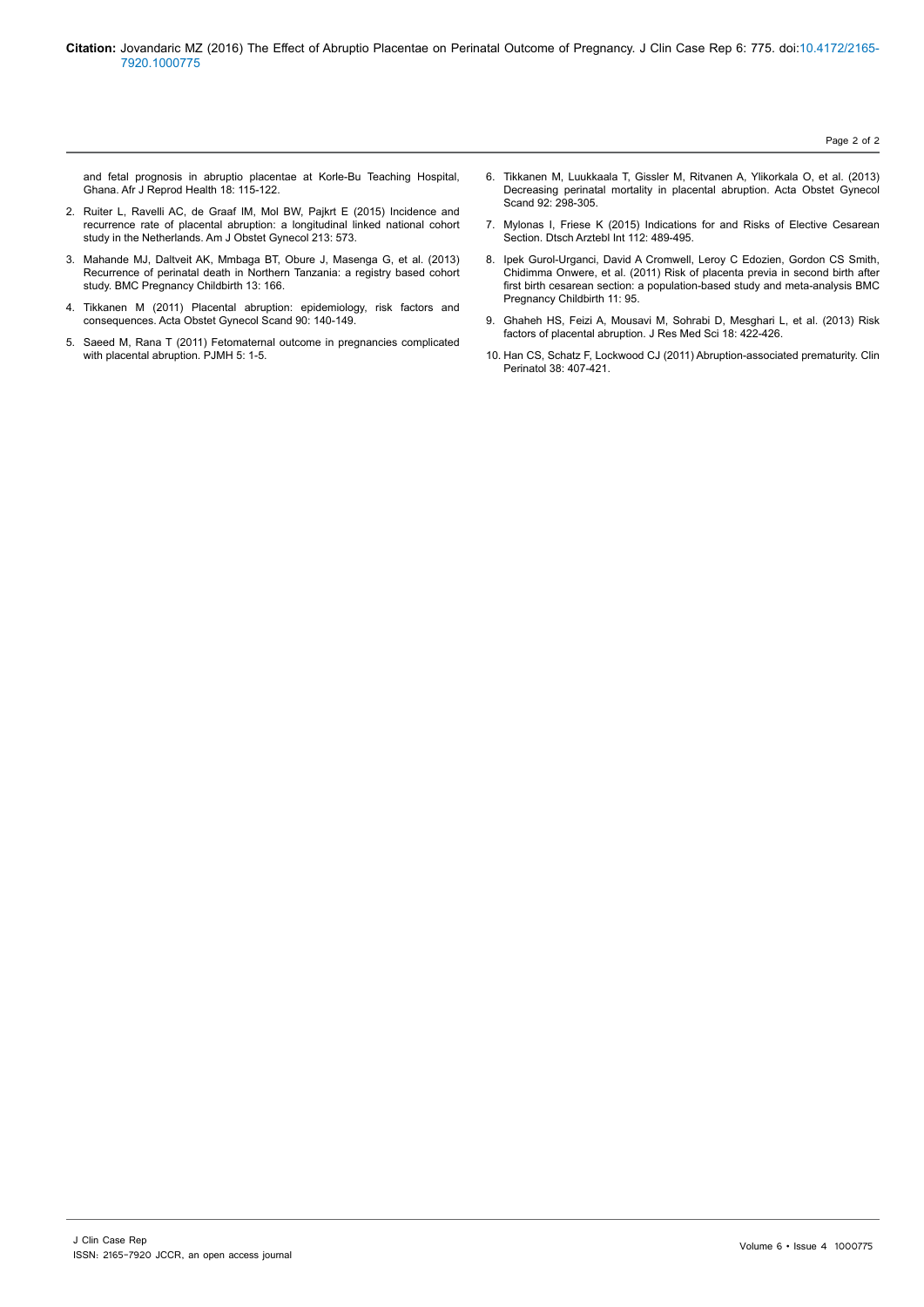and fetal prognosis in abruptio placentae at Korle-Bu Teaching Hospital, Ghana. Afr J Reprod Health 18: 115-122.

2. Ruiter L, Ravelli AC, de Graaf IM, Mol BW, Pajkrt E (2015) Incidence and recurrence rate of placental abruption: a longitudinal linked national cohort study in the Netherlands. Am J Obstet Gynecol 213: 573.
3. Mahande MJ, Daltveit AK, Mmbaga BT, Obure J, Masenga G, et al. (2013) Recurrence of perinatal death in Northern Tanzania: a registry based cohort study. BMC Pregnancy Childbirth 13: 166.
4. Tikkanen M (2011) Placental abruption: epidemiology, risk factors and consequences. Acta Obstet Gynecol Scand 90: 140-149.
5. Saeed M, Rana T (2011) Fetomaternal outcome in pregnancies complicated with placental abruption. PJMH 5: 1-5.
6. Tikkanen M, Luukkaala T, Gissler M, Ritvanen A, Ylikorkala O, et al. (2013) Decreasing perinatal mortality in placental abruption. Acta Obstet Gynecol Scand 92: 298-305.
7. Mylonas I, Friese K (2015) Indications for and Risks of Elective Cesarean Section. Dtsch Arztebl Int 112: 489-495.
8. Ipek Gurol-Urganci, David A Cromwell, Leroy C Edozien, Gordon CS Smith, Chidimma Onwere, et al. (2011) Risk of placenta previa in second birth after first birth cesarean section: a population-based study and meta-analysis BMC Pregnancy Childbirth 11: 95.
9. Ghaheh HS, Feizi A, Mousavi M, Sohrabi D, Mesghari L, et al. (2013) Risk factors of placental abruption. J Res Med Sci 18: 422-426.
10. Han CS, Schatz F, Lockwood CJ (2011) Abruption-associated prematurity. Clin Perinatol 38: 407-421.